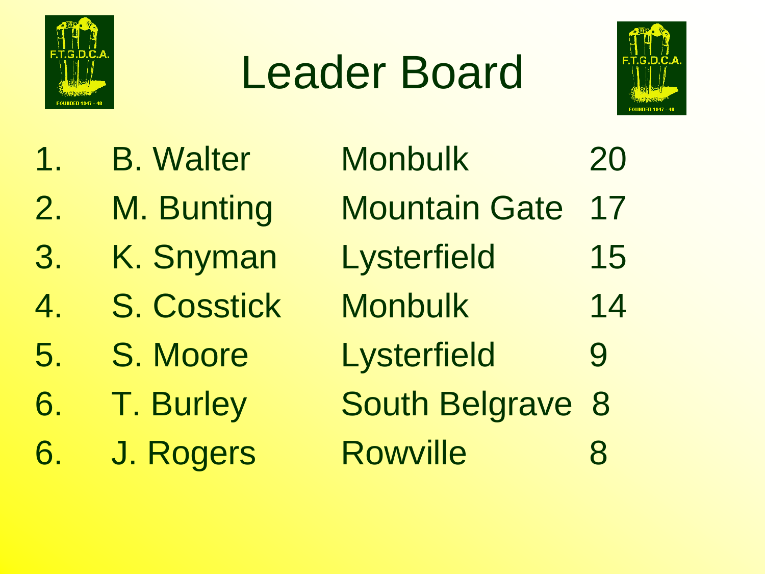# Leader Board

| | | | |
|---|---|---|---|
| 1. | B. Walter | Monbulk | 20 |
| 2. | M. Bunting | Mountain Gate | 17 |
| 3. | K. Snyman | Lysterfield | 15 |
| 4. | S. Cosstick | Monbulk | 14 |
| 5. | S. Moore | Lysterfield | 9 |
| 6. | T. Burley | South Belgrave | 8 |
| 6. | J. Rogers | Rowville | 8 |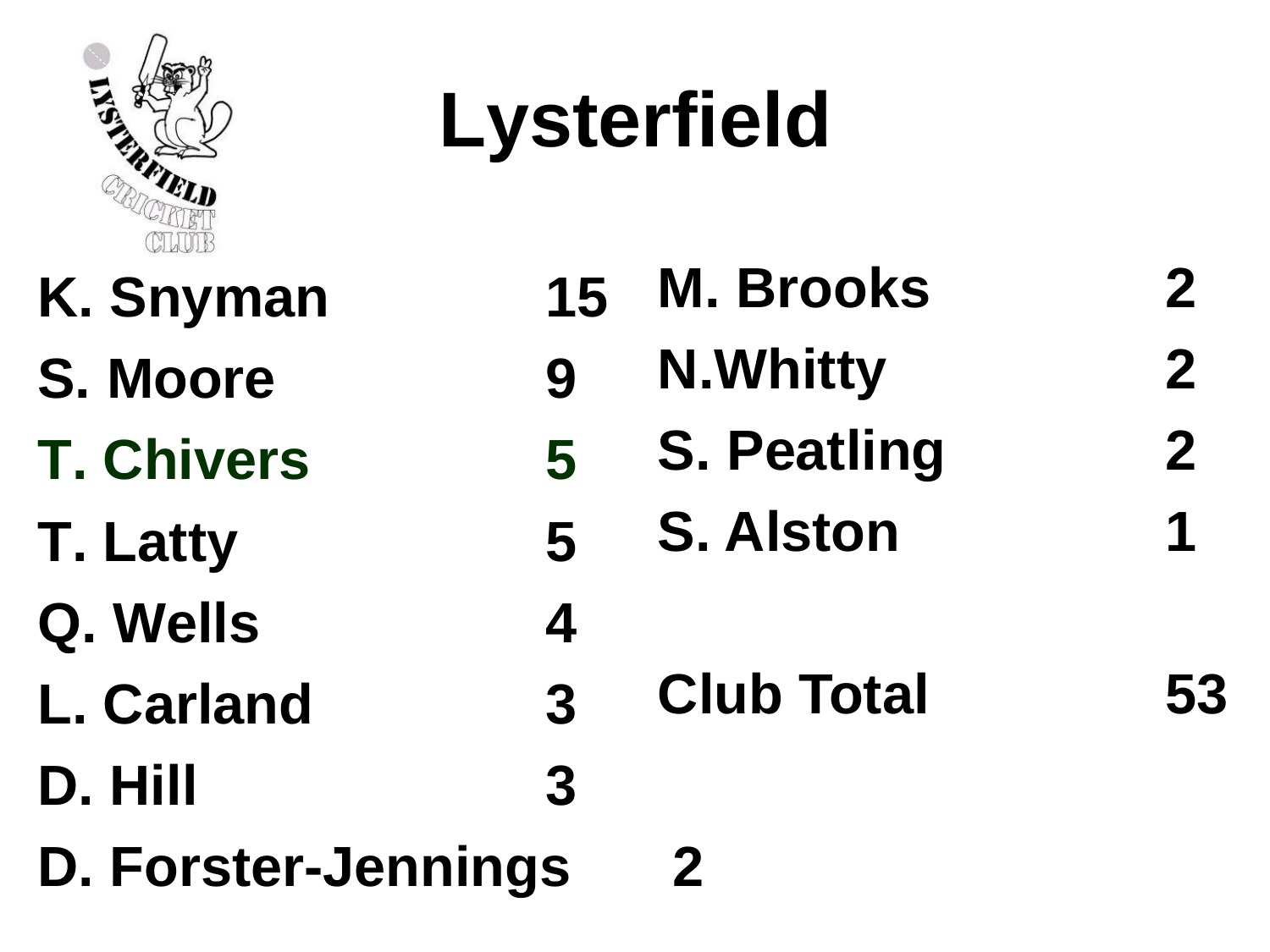# Lysterfield

| Name | Count |
|---|---|
| K. Snyman | 15 |
| S. Moore | 9 |
| T. Chivers | 5 |
| T. Latty | 5 |
| Q. Wells | 4 |
| L. Carland | 3 |
| D. Hill | 3 |
| D. Forster-Jennings | 2 |
| M. Brooks | 2 |
| N.Whitty | 2 |
| S. Peatling | 2 |
| S. Alston | 1 |
| **Club Total** | **53** |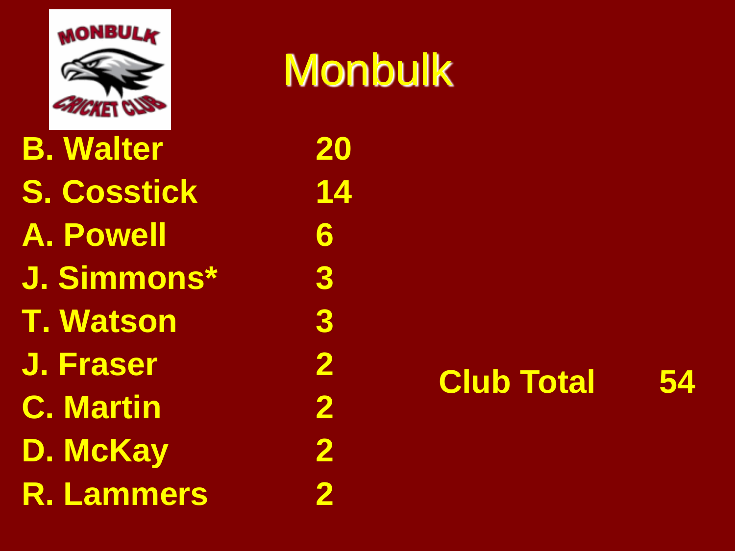# Monbulk

| | |
|---|---|
| B. Walter | 20 |
| S. Cosstick | 14 |
| A. Powell | 6 |
| J. Simmons* | 3 |
| T. Watson | 3 |
| J. Fraser | 2 |
| C. Martin | 2 |
| D. McKay | 2 |
| R. Lammers | 2 |

**Club Total 54**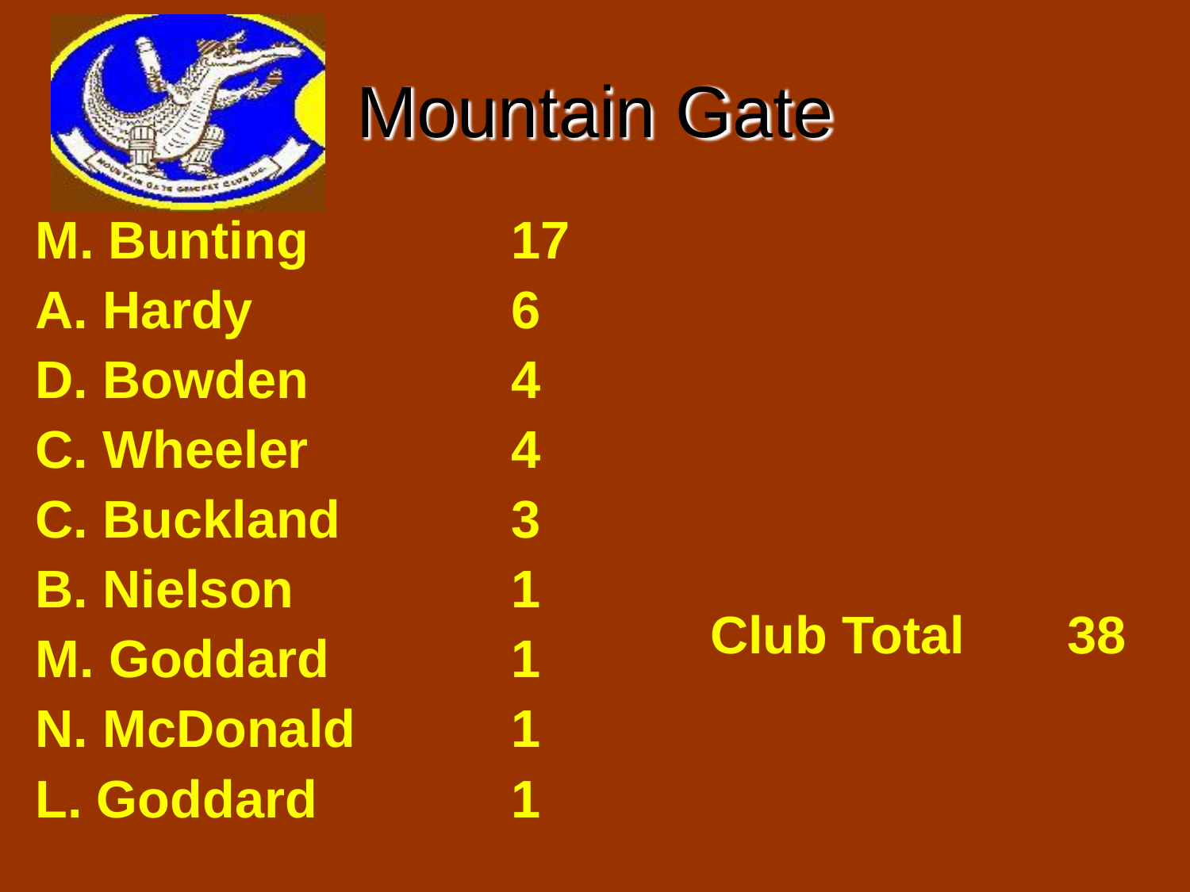# Mountain Gate

| | |
|---|---|
| **M. Bunting** | **17** |
| **A. Hardy** | **6** |
| **D. Bowden** | **4** |
| **C. Wheeler** | **4** |
| **C. Buckland** | **3** |
| **B. Nielson** | **1** |
| **M. Goddard** | **1** |
| **N. McDonald** | **1** |
| **L. Goddard** | **1** |

**Club Total 38**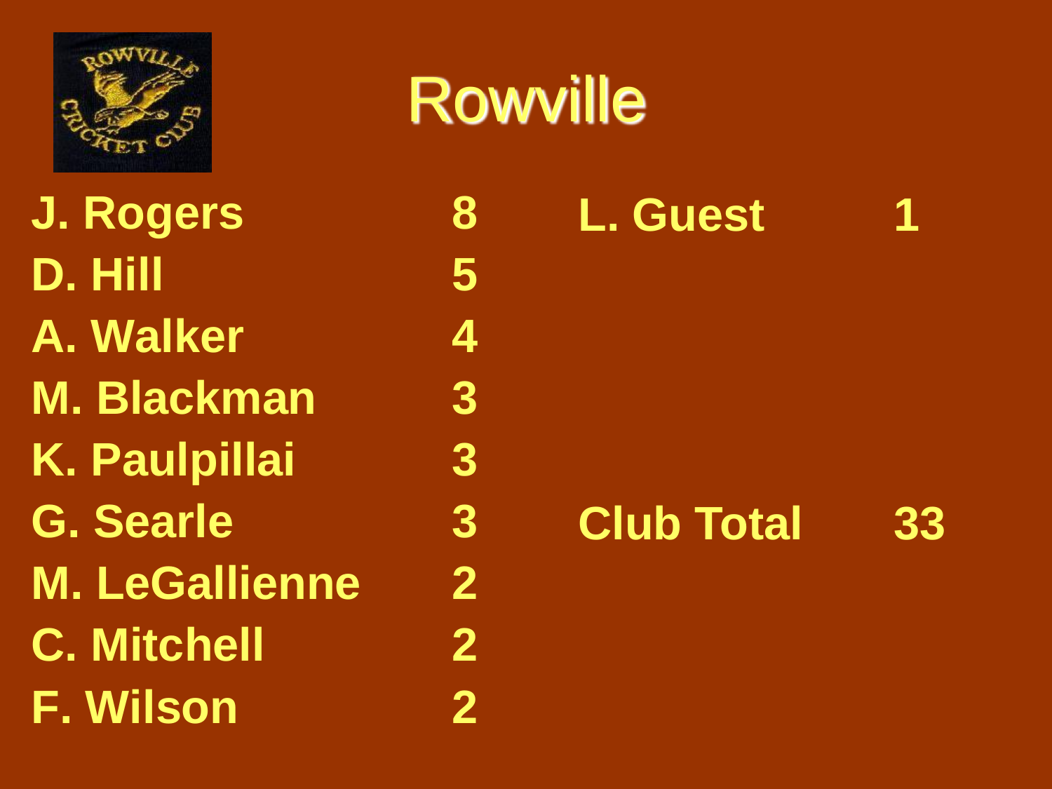# Rowville

| | |
|---|---|
| J. Rogers | 8 |
| D. Hill | 5 |
| A. Walker | 4 |
| M. Blackman | 3 |
| K. Paulpillai | 3 |
| G. Searle | 3 |
| M. LeGallienne | 2 |
| C. Mitchell | 2 |
| F. Wilson | 2 |
| L. Guest | 1 |

**Club Total 33**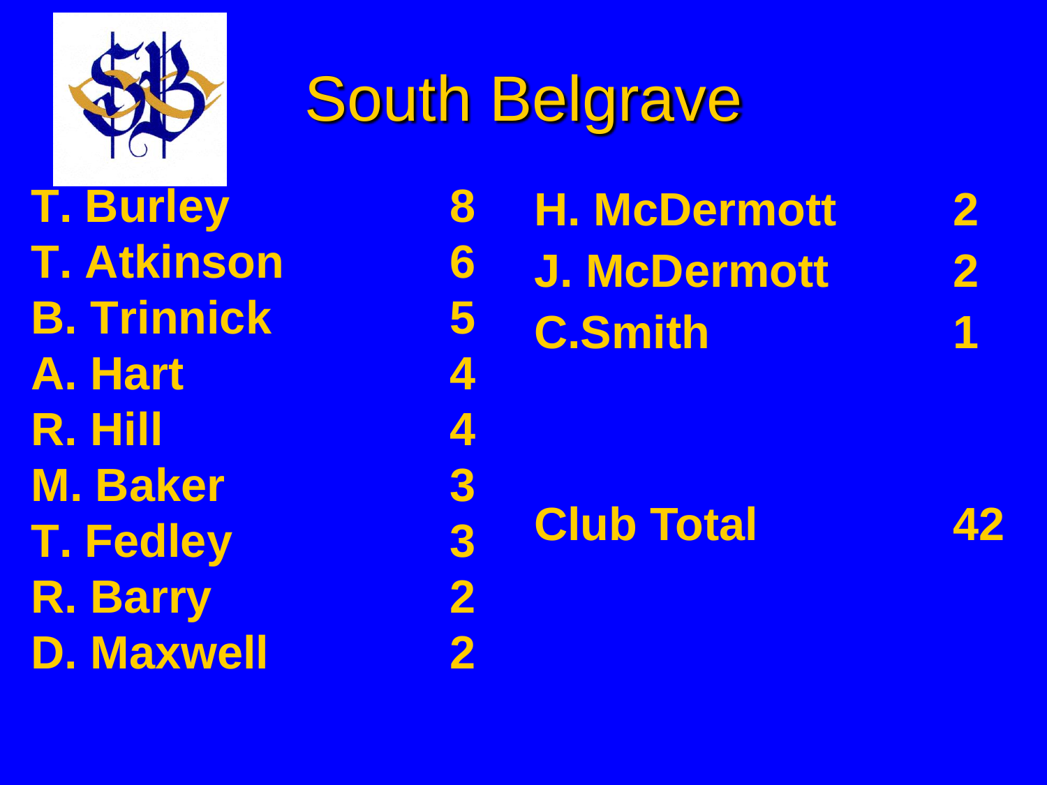# South Belgrave

| Name | Score |
|---|---|
| T. Burley | 8 |
| T. Atkinson | 6 |
| B. Trinnick | 5 |
| A. Hart | 4 |
| R. Hill | 4 |
| M. Baker | 3 |
| T. Fedley | 3 |
| R. Barry | 2 |
| D. Maxwell | 2 |
| H. McDermott | 2 |
| J. McDermott | 2 |
| C.Smith | 1 |

**Club Total 42**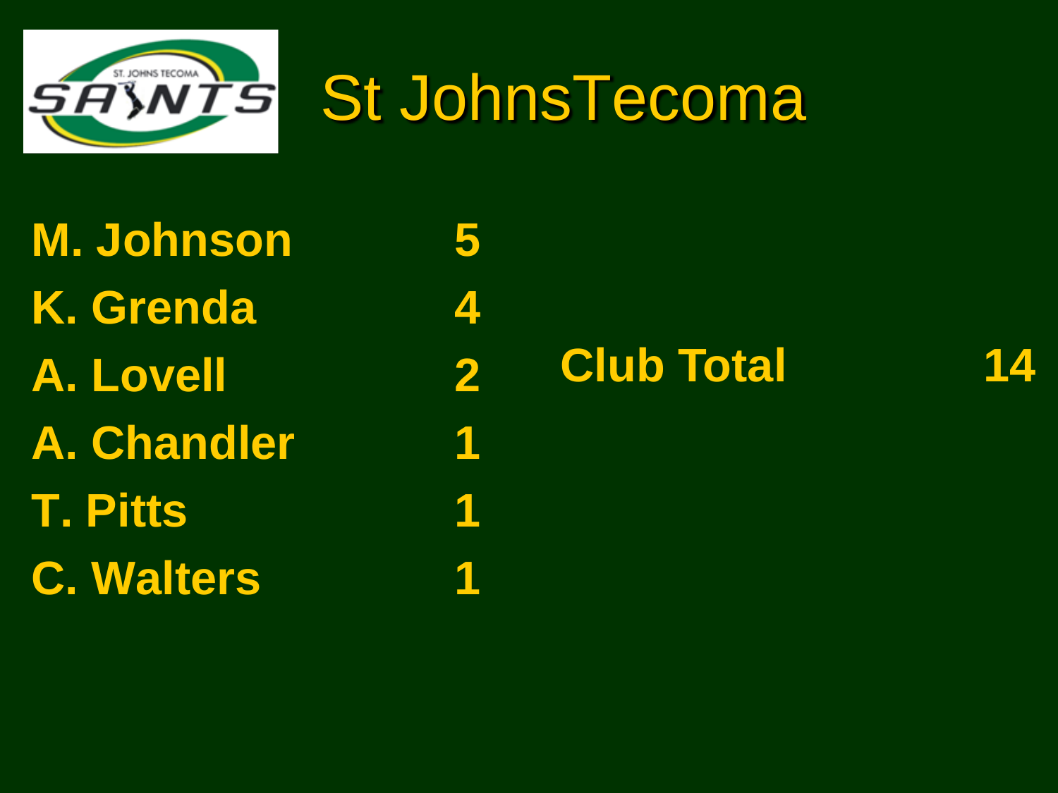# St JohnsTecoma

| | |
|---|---|
| M. Johnson | 5 |
| K. Grenda | 4 |
| A. Lovell | 2 |
| A. Chandler | 1 |
| T. Pitts | 1 |
| C. Walters | 1 |

**Club Total 14**